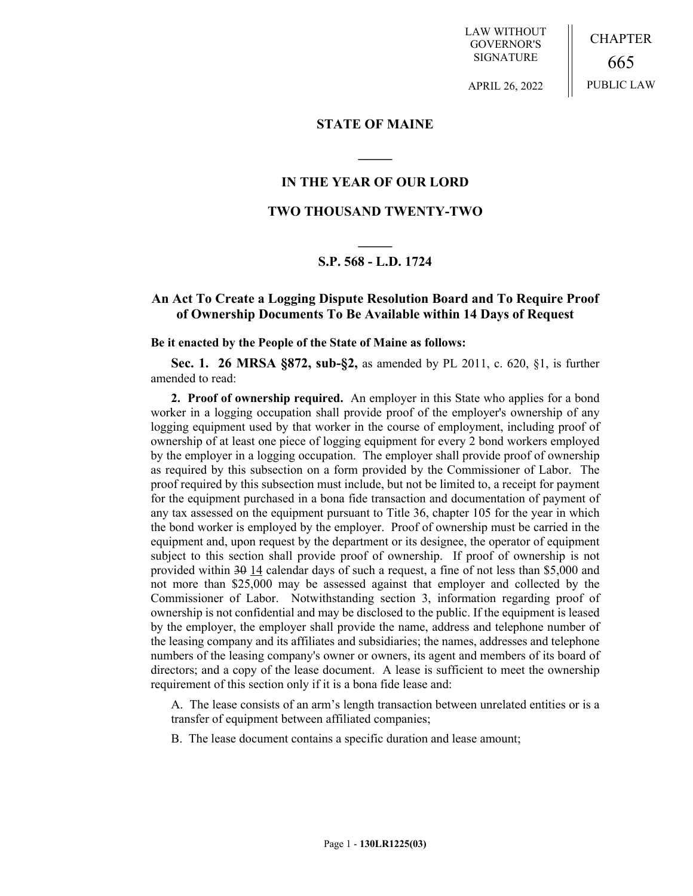LAW WITHOUT GOVERNOR'S SIGNATURE

APRIL 26, 2022

CHAPTER

665

PUBLIC LAW

# STATE OF MAINE

## IN THE YEAR OF OUR LORD

## TWO THOUSAND TWENTY-TWO

### S.P. 568 - L.D. 1724

### An Act To Create a Logging Dispute Resolution Board and To Require Proof of Ownership Documents To Be Available within 14 Days of Request

**Be it enacted by the People of the State of Maine as follows:**

**Sec. 1. 26 MRSA §872, sub-§2,** as amended by PL 2011, c. 620, §1, is further amended to read:

**2. Proof of ownership required.** An employer in this State who applies for a bond worker in a logging occupation shall provide proof of the employer's ownership of any logging equipment used by that worker in the course of employment, including proof of ownership of at least one piece of logging equipment for every 2 bond workers employed by the employer in a logging occupation. The employer shall provide proof of ownership as required by this subsection on a form provided by the Commissioner of Labor. The proof required by this subsection must include, but not be limited to, a receipt for payment for the equipment purchased in a bona fide transaction and documentation of payment of any tax assessed on the equipment pursuant to Title 36, chapter 105 for the year in which the bond worker is employed by the employer. Proof of ownership must be carried in the equipment and, upon request by the department or its designee, the operator of equipment subject to this section shall provide proof of ownership. If proof of ownership is not provided within ~~30~~ 14 calendar days of such a request, a fine of not less than $5,000 and not more than $25,000 may be assessed against that employer and collected by the Commissioner of Labor. Notwithstanding section 3, information regarding proof of ownership is not confidential and may be disclosed to the public. If the equipment is leased by the employer, the employer shall provide the name, address and telephone number of the leasing company and its affiliates and subsidiaries; the names, addresses and telephone numbers of the leasing company's owner or owners, its agent and members of its board of directors; and a copy of the lease document. A lease is sufficient to meet the ownership requirement of this section only if it is a bona fide lease and:

A. The lease consists of an arm's length transaction between unrelated entities or is a transfer of equipment between affiliated companies;

B. The lease document contains a specific duration and lease amount;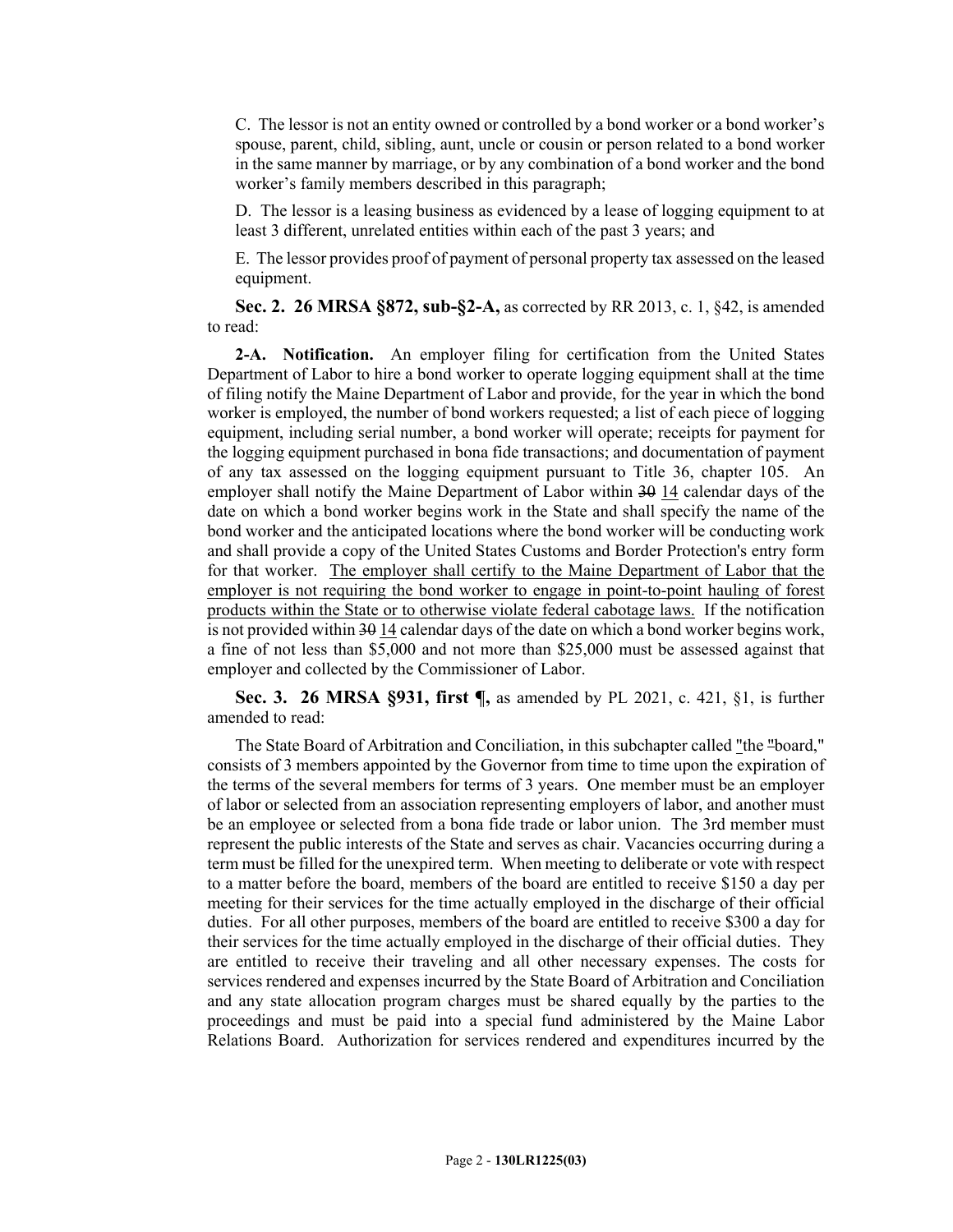C. The lessor is not an entity owned or controlled by a bond worker or a bond worker's spouse, parent, child, sibling, aunt, uncle or cousin or person related to a bond worker in the same manner by marriage, or by any combination of a bond worker and the bond worker's family members described in this paragraph;

D. The lessor is a leasing business as evidenced by a lease of logging equipment to at least 3 different, unrelated entities within each of the past 3 years; and

E. The lessor provides proof of payment of personal property tax assessed on the leased equipment.

**Sec. 2. 26 MRSA §872, sub-§2-A,** as corrected by RR 2013, c. 1, §42, is amended to read:

**2-A. Notification.** An employer filing for certification from the United States Department of Labor to hire a bond worker to operate logging equipment shall at the time of filing notify the Maine Department of Labor and provide, for the year in which the bond worker is employed, the number of bond workers requested; a list of each piece of logging equipment, including serial number, a bond worker will operate; receipts for payment for the logging equipment purchased in bona fide transactions; and documentation of payment of any tax assessed on the logging equipment pursuant to Title 36, chapter 105. An employer shall notify the Maine Department of Labor within ~~30~~ 14 calendar days of the date on which a bond worker begins work in the State and shall specify the name of the bond worker and the anticipated locations where the bond worker will be conducting work and shall provide a copy of the United States Customs and Border Protection's entry form for that worker. The employer shall certify to the Maine Department of Labor that the employer is not requiring the bond worker to engage in point-to-point hauling of forest products within the State or to otherwise violate federal cabotage laws. If the notification is not provided within ~~30~~ 14 calendar days of the date on which a bond worker begins work, a fine of not less than $5,000 and not more than $25,000 must be assessed against that employer and collected by the Commissioner of Labor.

**Sec. 3. 26 MRSA §931, first ¶,** as amended by PL 2021, c. 421, §1, is further amended to read:

The State Board of Arbitration and Conciliation, in this subchapter called "the ~~"~~board," consists of 3 members appointed by the Governor from time to time upon the expiration of the terms of the several members for terms of 3 years. One member must be an employer of labor or selected from an association representing employers of labor, and another must be an employee or selected from a bona fide trade or labor union. The 3rd member must represent the public interests of the State and serves as chair. Vacancies occurring during a term must be filled for the unexpired term. When meeting to deliberate or vote with respect to a matter before the board, members of the board are entitled to receive $150 a day per meeting for their services for the time actually employed in the discharge of their official duties. For all other purposes, members of the board are entitled to receive $300 a day for their services for the time actually employed in the discharge of their official duties. They are entitled to receive their traveling and all other necessary expenses. The costs for services rendered and expenses incurred by the State Board of Arbitration and Conciliation and any state allocation program charges must be shared equally by the parties to the proceedings and must be paid into a special fund administered by the Maine Labor Relations Board. Authorization for services rendered and expenditures incurred by the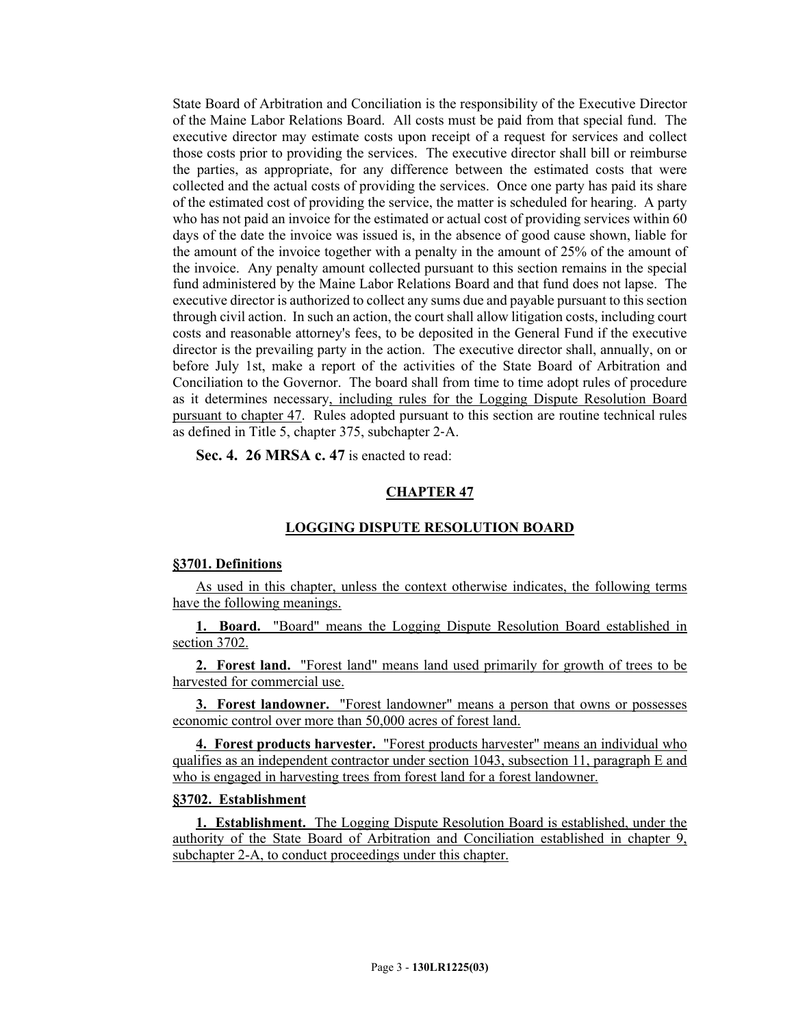State Board of Arbitration and Conciliation is the responsibility of the Executive Director of the Maine Labor Relations Board. All costs must be paid from that special fund. The executive director may estimate costs upon receipt of a request for services and collect those costs prior to providing the services. The executive director shall bill or reimburse the parties, as appropriate, for any difference between the estimated costs that were collected and the actual costs of providing the services. Once one party has paid its share of the estimated cost of providing the service, the matter is scheduled for hearing. A party who has not paid an invoice for the estimated or actual cost of providing services within 60 days of the date the invoice was issued is, in the absence of good cause shown, liable for the amount of the invoice together with a penalty in the amount of 25% of the amount of the invoice. Any penalty amount collected pursuant to this section remains in the special fund administered by the Maine Labor Relations Board and that fund does not lapse. The executive director is authorized to collect any sums due and payable pursuant to this section through civil action. In such an action, the court shall allow litigation costs, including court costs and reasonable attorney's fees, to be deposited in the General Fund if the executive director is the prevailing party in the action. The executive director shall, annually, on or before July 1st, make a report of the activities of the State Board of Arbitration and Conciliation to the Governor. The board shall from time to time adopt rules of procedure as it determines necessary, including rules for the Logging Dispute Resolution Board pursuant to chapter 47. Rules adopted pursuant to this section are routine technical rules as defined in Title 5, chapter 375, subchapter 2-A.

**Sec. 4. 26 MRSA c. 47** is enacted to read:

## CHAPTER 47

## LOGGING DISPUTE RESOLUTION BOARD

**§3701. Definitions**

As used in this chapter, unless the context otherwise indicates, the following terms have the following meanings.

**1. Board.** "Board" means the Logging Dispute Resolution Board established in section 3702.

**2. Forest land.** "Forest land" means land used primarily for growth of trees to be harvested for commercial use.

**3. Forest landowner.** "Forest landowner" means a person that owns or possesses economic control over more than 50,000 acres of forest land.

**4. Forest products harvester.** "Forest products harvester" means an individual who qualifies as an independent contractor under section 1043, subsection 11, paragraph E and who is engaged in harvesting trees from forest land for a forest landowner.

**§3702. Establishment**

**1. Establishment.** The Logging Dispute Resolution Board is established, under the authority of the State Board of Arbitration and Conciliation established in chapter 9, subchapter 2-A, to conduct proceedings under this chapter.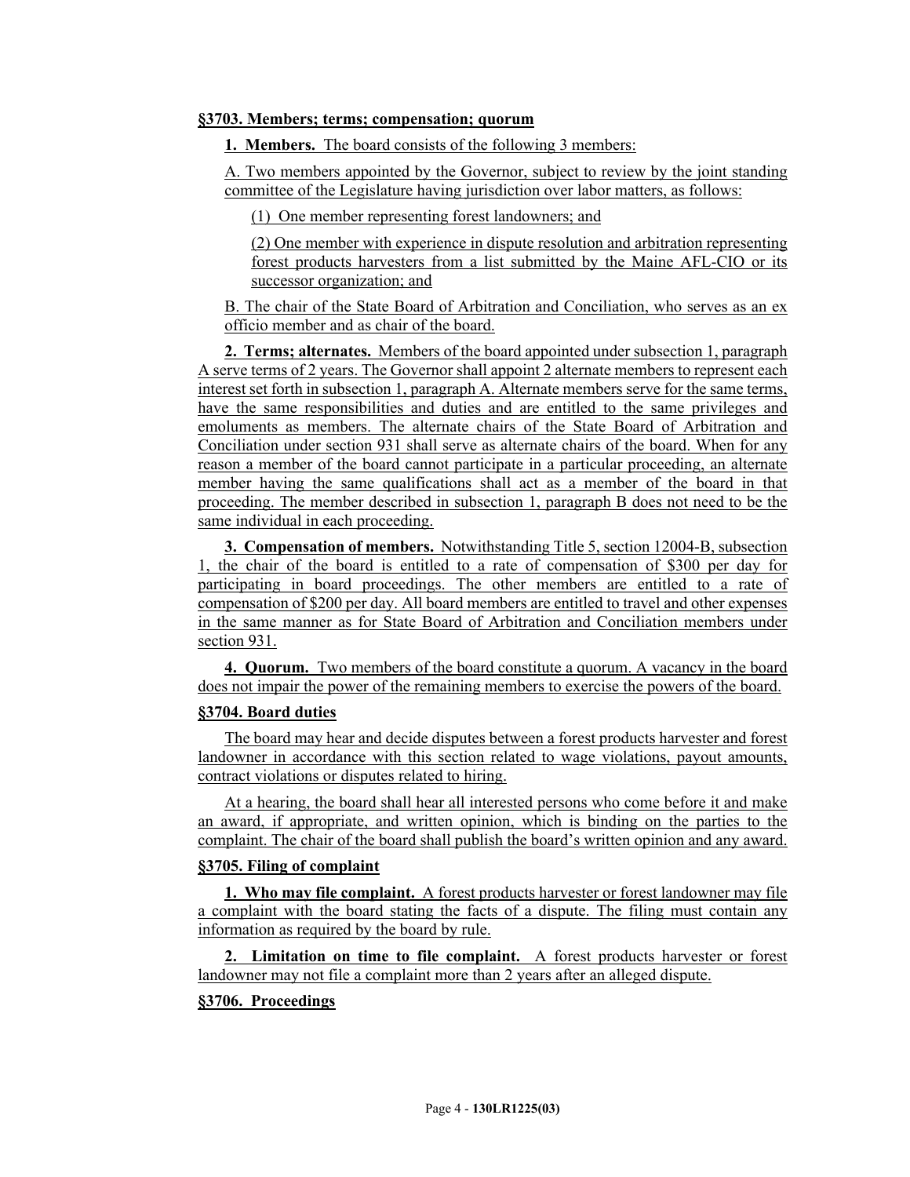**§3703. Members; terms; compensation; quorum**

**1. Members.** The board consists of the following 3 members:

A. Two members appointed by the Governor, subject to review by the joint standing committee of the Legislature having jurisdiction over labor matters, as follows:

(1) One member representing forest landowners; and

(2) One member with experience in dispute resolution and arbitration representing forest products harvesters from a list submitted by the Maine AFL-CIO or its successor organization; and

B. The chair of the State Board of Arbitration and Conciliation, who serves as an ex officio member and as chair of the board.

**2. Terms; alternates.** Members of the board appointed under subsection 1, paragraph A serve terms of 2 years. The Governor shall appoint 2 alternate members to represent each interest set forth in subsection 1, paragraph A. Alternate members serve for the same terms, have the same responsibilities and duties and are entitled to the same privileges and emoluments as members. The alternate chairs of the State Board of Arbitration and Conciliation under section 931 shall serve as alternate chairs of the board. When for any reason a member of the board cannot participate in a particular proceeding, an alternate member having the same qualifications shall act as a member of the board in that proceeding. The member described in subsection 1, paragraph B does not need to be the same individual in each proceeding.

**3. Compensation of members.** Notwithstanding Title 5, section 12004-B, subsection 1, the chair of the board is entitled to a rate of compensation of $300 per day for participating in board proceedings. The other members are entitled to a rate of compensation of $200 per day. All board members are entitled to travel and other expenses in the same manner as for State Board of Arbitration and Conciliation members under section 931.

**4. Quorum.** Two members of the board constitute a quorum. A vacancy in the board does not impair the power of the remaining members to exercise the powers of the board.

**§3704. Board duties**

The board may hear and decide disputes between a forest products harvester and forest landowner in accordance with this section related to wage violations, payout amounts, contract violations or disputes related to hiring.

At a hearing, the board shall hear all interested persons who come before it and make an award, if appropriate, and written opinion, which is binding on the parties to the complaint. The chair of the board shall publish the board's written opinion and any award.

**§3705. Filing of complaint**

**1. Who may file complaint.** A forest products harvester or forest landowner may file a complaint with the board stating the facts of a dispute. The filing must contain any information as required by the board by rule.

**2. Limitation on time to file complaint.** A forest products harvester or forest landowner may not file a complaint more than 2 years after an alleged dispute.

**§3706. Proceedings**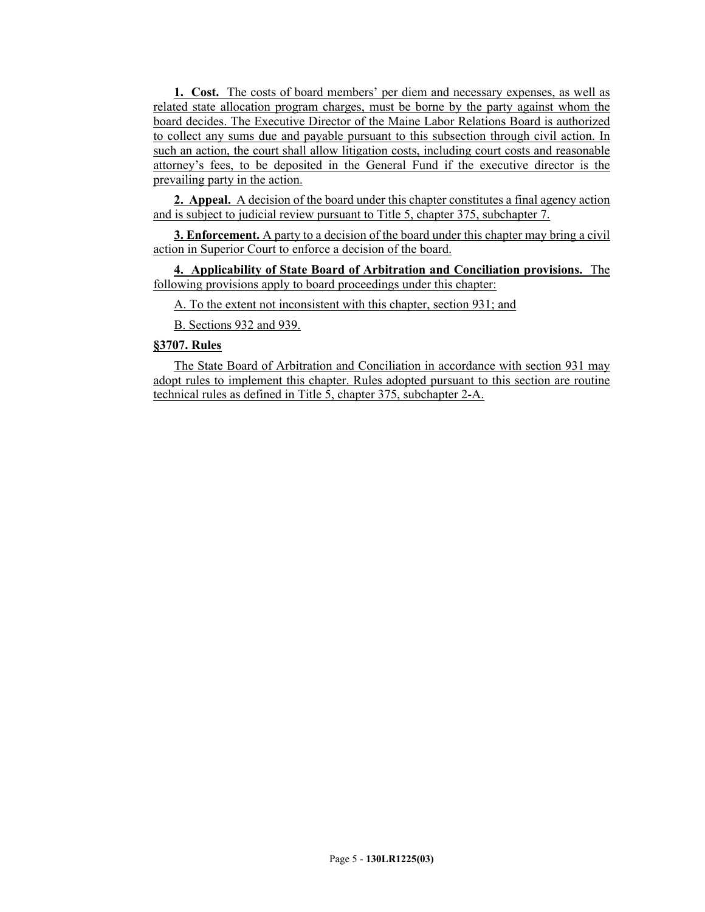**1. Cost.** The costs of board members' per diem and necessary expenses, as well as related state allocation program charges, must be borne by the party against whom the board decides. The Executive Director of the Maine Labor Relations Board is authorized to collect any sums due and payable pursuant to this subsection through civil action. In such an action, the court shall allow litigation costs, including court costs and reasonable attorney's fees, to be deposited in the General Fund if the executive director is the prevailing party in the action.

**2. Appeal.** A decision of the board under this chapter constitutes a final agency action and is subject to judicial review pursuant to Title 5, chapter 375, subchapter 7.

**3. Enforcement.** A party to a decision of the board under this chapter may bring a civil action in Superior Court to enforce a decision of the board.

**4. Applicability of State Board of Arbitration and Conciliation provisions.** The following provisions apply to board proceedings under this chapter:

A. To the extent not inconsistent with this chapter, section 931; and

B. Sections 932 and 939.

**§3707. Rules**

The State Board of Arbitration and Conciliation in accordance with section 931 may adopt rules to implement this chapter. Rules adopted pursuant to this section are routine technical rules as defined in Title 5, chapter 375, subchapter 2-A.